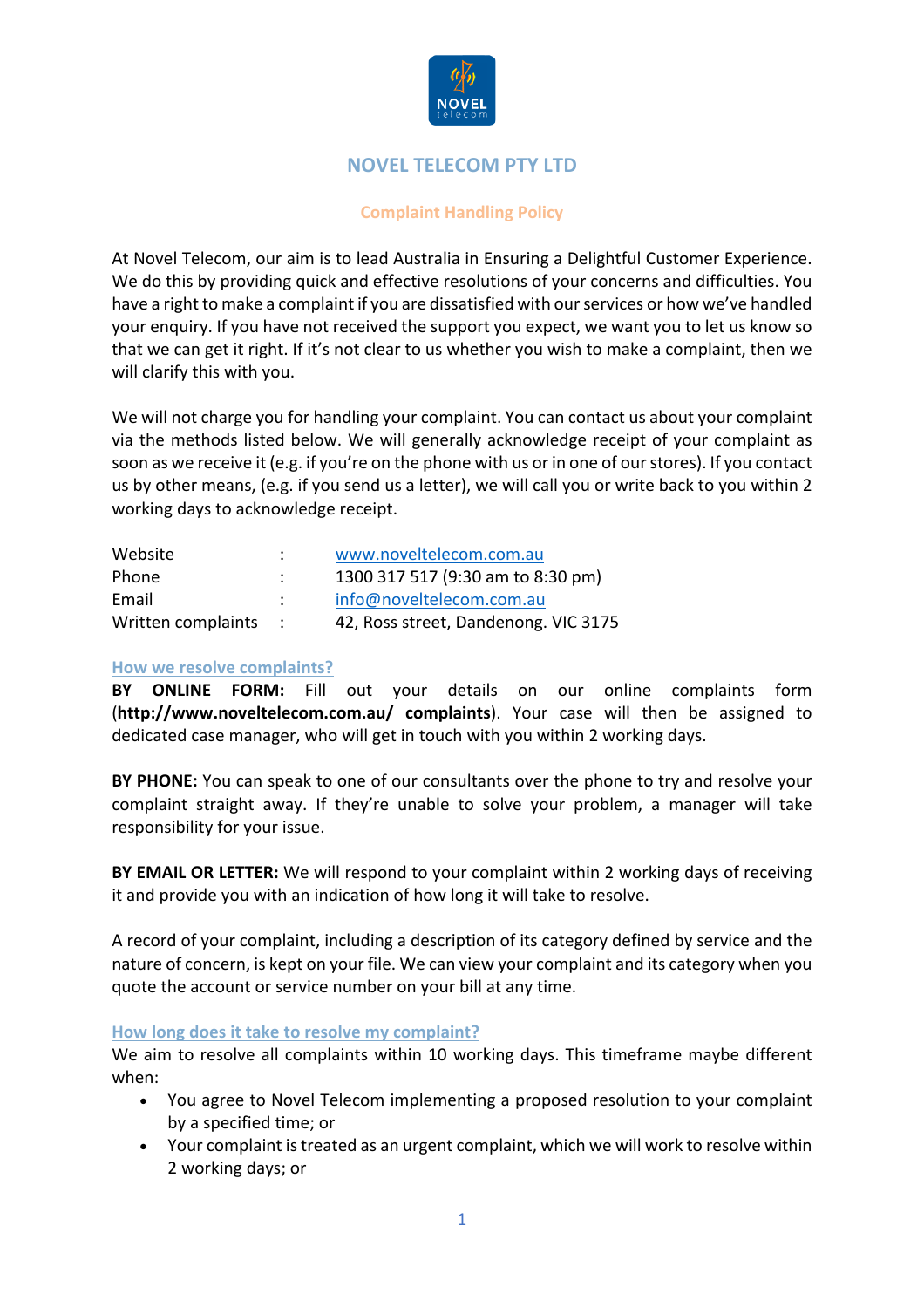# NOVEL TELECOM PTY LTD

## Complaint Handling Policy

At Novel Telecom, our aim is to lead Australia in Ensuring a Delightful Customer Experience. We do this by providing quick and effective resolutions of your concerns and difficulties. You have a right to make a complaint if you are dissatisfied with our services or how we've handled your enquiry. If you have not received the support you expect, we want you to let us know so that we can get it right. If it's not clear to us whether you wish to make a complaint, then we will clarify this with you.

We will not charge you for handling your complaint. You can contact us about your complaint via the methods listed below. We will generally acknowledge receipt of your complaint as soon as we receive it (e.g. if you're on the phone with us or in one of our stores). If you contact us by other means, (e.g. if you send us a letter), we will call you or write back to you within 2 working days to acknowledge receipt.

| | | |
|---|---|---|
| Website | : | www.noveltelecom.com.au |
| Phone | : | 1300 317 517 (9:30 am to 8:30 pm) |
| Email | : | info@noveltelecom.com.au |
| Written complaints | : | 42, Ross street, Dandenong. VIC 3175 |

### How we resolve complaints?

**BY ONLINE FORM:** Fill out your details on our online complaints form (**http://www.noveltelecom.com.au/ complaints**). Your case will then be assigned to dedicated case manager, who will get in touch with you within 2 working days.

**BY PHONE:** You can speak to one of our consultants over the phone to try and resolve your complaint straight away. If they're unable to solve your problem, a manager will take responsibility for your issue.

**BY EMAIL OR LETTER:** We will respond to your complaint within 2 working days of receiving it and provide you with an indication of how long it will take to resolve.

A record of your complaint, including a description of its category defined by service and the nature of concern, is kept on your file. We can view your complaint and its category when you quote the account or service number on your bill at any time.

### How long does it take to resolve my complaint?

We aim to resolve all complaints within 10 working days. This timeframe maybe different when:

- You agree to Novel Telecom implementing a proposed resolution to your complaint by a specified time; or
- Your complaint is treated as an urgent complaint, which we will work to resolve within 2 working days; or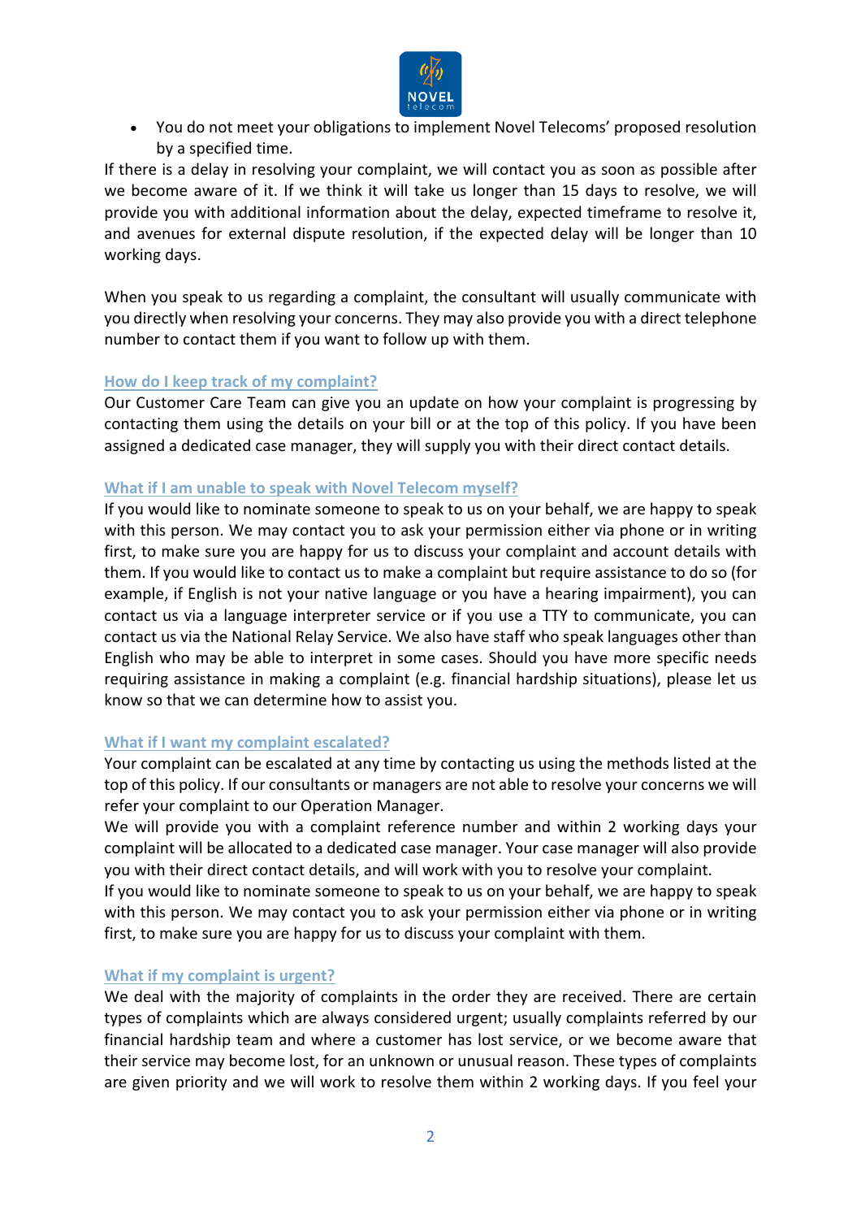- You do not meet your obligations to implement Novel Telecoms' proposed resolution by a specified time.

If there is a delay in resolving your complaint, we will contact you as soon as possible after we become aware of it. If we think it will take us longer than 15 days to resolve, we will provide you with additional information about the delay, expected timeframe to resolve it, and avenues for external dispute resolution, if the expected delay will be longer than 10 working days.

When you speak to us regarding a complaint, the consultant will usually communicate with you directly when resolving your concerns. They may also provide you with a direct telephone number to contact them if you want to follow up with them.

### How do I keep track of my complaint?

Our Customer Care Team can give you an update on how your complaint is progressing by contacting them using the details on your bill or at the top of this policy. If you have been assigned a dedicated case manager, they will supply you with their direct contact details.

### What if I am unable to speak with Novel Telecom myself?

If you would like to nominate someone to speak to us on your behalf, we are happy to speak with this person. We may contact you to ask your permission either via phone or in writing first, to make sure you are happy for us to discuss your complaint and account details with them. If you would like to contact us to make a complaint but require assistance to do so (for example, if English is not your native language or you have a hearing impairment), you can contact us via a language interpreter service or if you use a TTY to communicate, you can contact us via the National Relay Service. We also have staff who speak languages other than English who may be able to interpret in some cases. Should you have more specific needs requiring assistance in making a complaint (e.g. financial hardship situations), please let us know so that we can determine how to assist you.

### What if I want my complaint escalated?

Your complaint can be escalated at any time by contacting us using the methods listed at the top of this policy. If our consultants or managers are not able to resolve your concerns we will refer your complaint to our Operation Manager.

We will provide you with a complaint reference number and within 2 working days your complaint will be allocated to a dedicated case manager. Your case manager will also provide you with their direct contact details, and will work with you to resolve your complaint.

If you would like to nominate someone to speak to us on your behalf, we are happy to speak with this person. We may contact you to ask your permission either via phone or in writing first, to make sure you are happy for us to discuss your complaint with them.

### What if my complaint is urgent?

We deal with the majority of complaints in the order they are received. There are certain types of complaints which are always considered urgent; usually complaints referred by our financial hardship team and where a customer has lost service, or we become aware that their service may become lost, for an unknown or unusual reason. These types of complaints are given priority and we will work to resolve them within 2 working days. If you feel your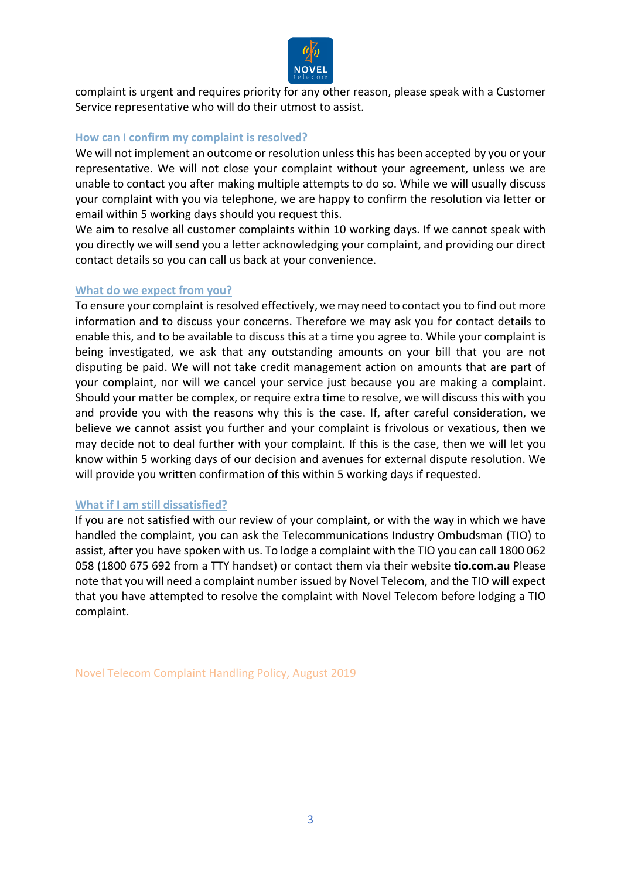complaint is urgent and requires priority for any other reason, please speak with a Customer Service representative who will do their utmost to assist.

## How can I confirm my complaint is resolved?

We will not implement an outcome or resolution unless this has been accepted by you or your representative. We will not close your complaint without your agreement, unless we are unable to contact you after making multiple attempts to do so. While we will usually discuss your complaint with you via telephone, we are happy to confirm the resolution via letter or email within 5 working days should you request this.
We aim to resolve all customer complaints within 10 working days. If we cannot speak with you directly we will send you a letter acknowledging your complaint, and providing our direct contact details so you can call us back at your convenience.

## What do we expect from you?

To ensure your complaint is resolved effectively, we may need to contact you to find out more information and to discuss your concerns. Therefore we may ask you for contact details to enable this, and to be available to discuss this at a time you agree to. While your complaint is being investigated, we ask that any outstanding amounts on your bill that you are not disputing be paid. We will not take credit management action on amounts that are part of your complaint, nor will we cancel your service just because you are making a complaint. Should your matter be complex, or require extra time to resolve, we will discuss this with you and provide you with the reasons why this is the case. If, after careful consideration, we believe we cannot assist you further and your complaint is frivolous or vexatious, then we may decide not to deal further with your complaint. If this is the case, then we will let you know within 5 working days of our decision and avenues for external dispute resolution. We will provide you written confirmation of this within 5 working days if requested.

## What if I am still dissatisfied?

If you are not satisfied with our review of your complaint, or with the way in which we have handled the complaint, you can ask the Telecommunications Industry Ombudsman (TIO) to assist, after you have spoken with us. To lodge a complaint with the TIO you can call 1800 062 058 (1800 675 692 from a TTY handset) or contact them via their website **tio.com.au** Please note that you will need a complaint number issued by Novel Telecom, and the TIO will expect that you have attempted to resolve the complaint with Novel Telecom before lodging a TIO complaint.

Novel Telecom Complaint Handling Policy, August 2019